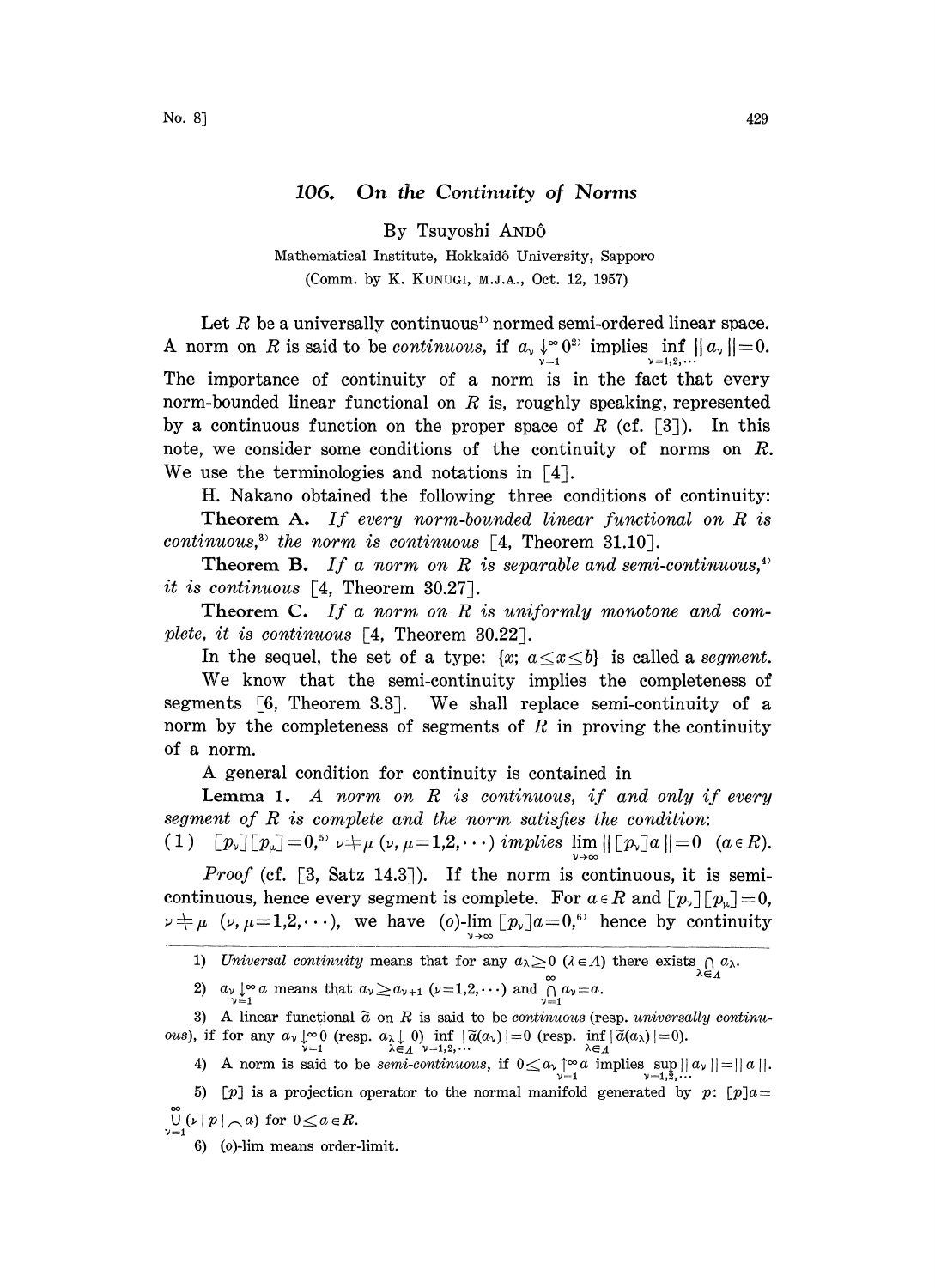# 106. On the Continuity of Norms

By Tsuyoshi ANDÔ

Mathematical Institute, Hokkaidô University, Sapporo

(Comm. by K. KUNUGI, M.J.A., Oct. 12, 1957)

Let $R$ be a universally continuous[1] normed semi-ordered linear space. A norm on $R$ is said to be *continuous*, if $a_\nu \downarrow_{\nu=1}^{\infty} 0$[2] implies $\inf_{\nu=1,2,\cdots} \|a_\nu\|=0$. The importance of continuity of a norm is in the fact that every norm-bounded linear functional on $R$ is, roughly speaking, represented by a continuous function on the proper space of $R$ (cf. [3]). In this note, we consider some conditions of the continuity of norms on $R$. We use the terminologies and notations in [4].

H. Nakano obtained the following three conditions of continuity:

**Theorem A.** *If every norm-bounded linear functional on $R$ is continuous,*[3] *the norm is continuous* [4, Theorem 31.10].

**Theorem B.** *If a norm on $R$ is separable and semi-continuous,*[4] *it is continuous* [4, Theorem 30.27].

**Theorem C.** *If a norm on $R$ is uniformly monotone and complete, it is continuous* [4, Theorem 30.22].

In the sequel, the set of a type: $\{x;\ a\leq x\leq b\}$ is called a *segment*.

We know that the semi-continuity implies the completeness of segments [6, Theorem 3.3]. We shall replace semi-continuity of a norm by the completeness of segments of $R$ in proving the continuity of a norm.

A general condition for continuity is contained in

**Lemma 1.** *A norm on $R$ is continuous, if and only if every segment of $R$ is complete and the norm satisfies the condition:*

(1) $[p_\nu][p_\mu]=0,$[5] $\nu\neq\mu$ $(\nu,\mu=1,2,\cdots)$ *implies* $\lim_{\nu\to\infty}\|[p_\nu]a\|=0$ $(a\in R)$.

*Proof* (cf. [3, Satz 14.3]). If the norm is continuous, it is semi-continuous, hence every segment is complete. For $a\in R$ and $[p_\nu][p_\mu]=0$, $\nu\neq\mu$ $(\nu,\mu=1,2,\cdots)$, we have $(o)\text{-}\lim_{\nu\to\infty}[p_\nu]a=0$,[6] hence by continuity

---

1) *Universal continuity* means that for any $a_\lambda\geq 0$ $(\lambda\in\Lambda)$ there exists $\bigcap_{\lambda\in\Lambda} a_\lambda$.

2) $a_\nu \downarrow_{\nu=1}^{\infty} a$ means that $a_\nu\geq a_{\nu+1}$ $(\nu=1,2,\cdots)$ and $\bigcap_{\nu=1}^{\infty} a_\nu = a$.

3) A linear functional $\tilde{a}$ on $R$ is said to be *continuous* (resp. *universally continuous*), if for any $a_\nu \downarrow_{\nu=1}^{\infty} 0$ (resp. $a_\lambda \downarrow_{\lambda\in\Lambda} 0$) $\inf_{\nu=1,2,\cdots}|\tilde{a}(a_\nu)|=0$ (resp. $\inf_{\lambda\in\Lambda}|\tilde{a}(a_\lambda)|=0$).

4) A norm is said to be *semi-continuous*, if $0\leq a_\nu \uparrow_{\nu=1}^{\infty} a$ implies $\sup_{\nu=1,2,\cdots}\|a_\nu\|=\|a\|$.

5) $[p]$ is a projection operator to the normal manifold generated by $p$: $[p]a=\bigcup_{\nu=1}^{\infty}(\nu|p|\frown a)$ for $0\leq a\in R$.

6) $(o)$-lim means order-limit.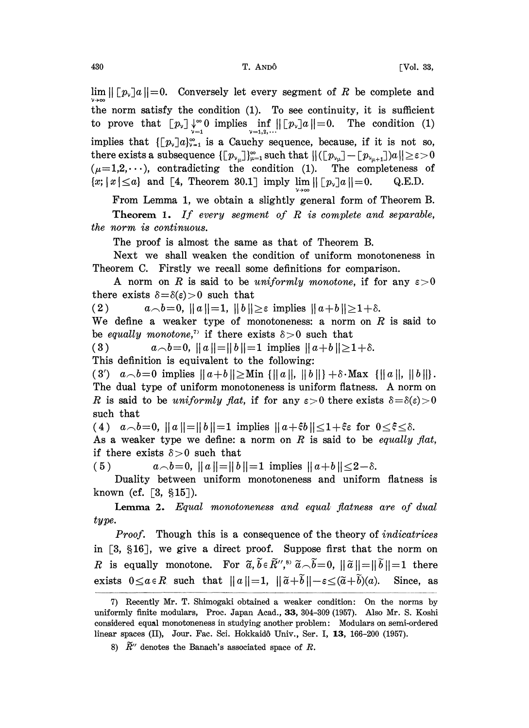$\lim_{\nu\to\infty} \| [p_\nu]a \| = 0$. Conversely let every segment of $R$ be complete and the norm satisfy the condition (1). To see continuity, it is sufficient to prove that $[p_\nu] \downarrow_{\nu=1}^{\infty} 0$ implies $\inf_{\nu=1,2,\cdots} \| [p_\nu]a \| = 0$. The condition (1) implies that $\{[p_\nu]a\}_{\nu=1}^{\infty}$ is a Cauchy sequence, because, if it is not so, there exists a subsequence $\{[p_{\nu_\mu}]\}_{\mu=1}^{\infty}$ such that $\|([p_{\nu_\mu}] - [p_{\nu_{\mu+1}}])a\| \geq \varepsilon > 0$ $(\mu = 1, 2, \cdots)$, contradicting the condition (1). The completeness of $\{x; |x| \leq a\}$ and [4, Theorem 30.1] imply $\lim_{\nu\to\infty} \| [p_\nu]a \| = 0$. Q.E.D.

From Lemma 1, we obtain a slightly general form of Theorem B.

**Theorem 1.** *If every segment of $R$ is complete and separable, the norm is continuous.*

The proof is almost the same as that of Theorem B.

Next we shall weaken the condition of uniform monotoneness in Theorem C. Firstly we recall some definitions for comparison.

A norm on $R$ is said to be *uniformly monotone*, if for any $\varepsilon > 0$ there exists $\delta = \delta(\varepsilon) > 0$ such that

(2) $\quad a \frown b = 0,\ \|a\| = 1,\ \|b\| \geq \varepsilon$ implies $\|a+b\| \geq 1 + \delta$.

We define a weaker type of monotoneness: a norm on $R$ is said to be *equally monotone*,[7] if there exists $\delta > 0$ such that

(3) $\quad a \frown b = 0,\ \|a\| = \|b\| = 1$ implies $\|a+b\| \geq 1 + \delta$.

This definition is equivalent to the following:

(3′) $\quad a \frown b = 0$ implies $\|a+b\| \geq \mathrm{Min}\ \{\|a\|, \|b\|\} + \delta \cdot \mathrm{Max}\ \{\|a\|, \|b\|\}$.

The dual type of uniform monotoneness is uniform flatness. A norm on $R$ is said to be *uniformly flat*, if for any $\varepsilon > 0$ there exists $\delta = \delta(\varepsilon) > 0$ such that

(4) $\quad a \frown b = 0,\ \|a\| = \|b\| = 1$ implies $\|a + \xi b\| \leq 1 + \xi\varepsilon$ for $0 \leq \xi \leq \delta$.

As a weaker type we define: a norm on $R$ is said to be *equally flat*, if there exists $\delta > 0$ such that

(5) $\quad a \frown b = 0,\ \|a\| = \|b\| = 1$ implies $\|a+b\| \leq 2 - \delta$.

Duality between uniform monotoneness and uniform flatness is known (cf. [3, §15]).

**Lemma 2.** *Equal monotoneness and equal flatness are of dual type.*

*Proof.* Though this is a consequence of the theory of *indicatrices* in [3, §16], we give a direct proof. Suppose first that the norm on $R$ is equally monotone. For $\tilde{a}, \tilde{b} \in \tilde{R}''$,[8] $\tilde{a} \frown \tilde{b} = 0$, $\|\tilde{a}\| = \|\tilde{b}\| = 1$ there exists $0 \leq a \in R$ such that $\|a\| = 1$, $\|\tilde{a} + \tilde{b}\| - \varepsilon \leq (\tilde{a} + \tilde{b})(a)$. Since, as

---

7) Recently Mr. T. Shimogaki obtained a weaker condition: On the norms by uniformly finite modulars, Proc. Japan Acad., **33**, 304–309 (1957). Also Mr. S. Koshi considered equal monotoneness in studying another problem: Modulars on semi-ordered linear spaces (II), Jour. Fac. Sci. Hokkaidô Univ., Ser. I, **13**, 166–200 (1957).

8) $\tilde{R}''$ denotes the Banach's associated space of $R$.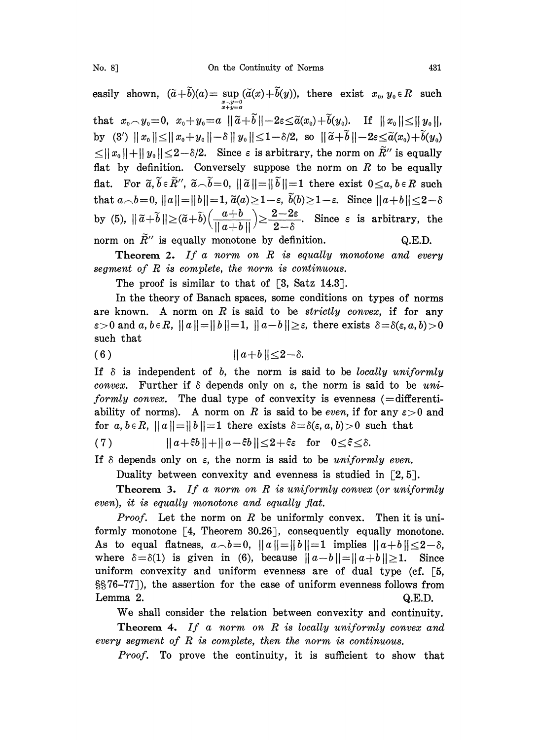easily shown, $(\tilde{a}+\tilde{b})(a)=\sup_{\substack{x\frown y=0\\x+y=a}}(\tilde{a}(x)+\tilde{b}(y))$, there exist $x_0, y_0\in R$ such that $x_0\frown y_0=0$, $x_0+y_0=a$ $\|\tilde{a}+\tilde{b}\|-2\varepsilon\le\tilde{a}(x_0)+\tilde{b}(y_0)$. If $\|x_0\|\le\|y_0\|$, by (3′) $\|x_0\|\le\|x_0+y_0\|-\delta\|y_0\|\le 1-\delta/2$, so $\|\tilde{a}+\tilde{b}\|-2\varepsilon\le\tilde{a}(x_0)+\tilde{b}(y_0)\le\|x_0\|+\|y_0\|\le 2-\delta/2$. Since $\varepsilon$ is arbitrary, the norm on $\tilde{R}''$ is equally flat by definition. Conversely suppose the norm on $R$ to be equally flat. For $\tilde{a},\tilde{b}\in\tilde{R}''$, $\tilde{a}\frown\tilde{b}=0$, $\|\tilde{a}\|=\|\tilde{b}\|=1$ there exist $0\le a, b\in R$ such that $a\frown b=0$, $\|a\|=\|b\|=1$, $\tilde{a}(a)\ge 1-\varepsilon$, $\tilde{b}(b)\ge 1-\varepsilon$. Since $\|a+b\|\le 2-\delta$ by (5), $\|\tilde{a}+\tilde{b}\|\ge(\tilde{a}+\tilde{b})\left(\frac{a+b}{\|a+b\|}\right)\ge\frac{2-2\varepsilon}{2-\delta}$. Since $\varepsilon$ is arbitrary, the norm on $\tilde{R}''$ is equally monotone by definition. Q.E.D.

**Theorem 2.** *If a norm on $R$ is equally monotone and every segment of $R$ is complete, the norm is continuous.*

The proof is similar to that of [3, Satz 14.3].

In the theory of Banach spaces, some conditions on types of norms are known. A norm on $R$ is said to be *strictly convex*, if for any $\varepsilon>0$ and $a, b\in R$, $\|a\|=\|b\|=1$, $\|a-b\|\ge\varepsilon$, there exists $\delta=\delta(\varepsilon, a, b)>0$ such that

$$\|a+b\|\le 2-\delta. \tag{6}$$

If $\delta$ is independent of $b$, the norm is said to be *locally uniformly convex*. Further if $\delta$ depends only on $\varepsilon$, the norm is said to be *uniformly convex*. The dual type of convexity is evenness (=differentiability of norms). A norm on $R$ is said to be *even*, if for any $\varepsilon>0$ and for $a, b\in R$, $\|a\|=\|b\|=1$ there exists $\delta=\delta(\varepsilon, a, b)>0$ such that

$$\|a+\xi b\|+\|a-\xi b\|\le 2+\xi\varepsilon \quad \text{for} \quad 0\le\xi\le\delta. \tag{7}$$

If $\delta$ depends only on $\varepsilon$, the norm is said to be *uniformly even*.

Duality between convexity and evenness is studied in [2, 5].

**Theorem 3.** *If a norm on $R$ is uniformly convex (or uniformly even), it is equally monotone and equally flat.*

*Proof.* Let the norm on $R$ be uniformly convex. Then it is uniformly monotone [4, Theorem 30.26], consequently equally monotone. As to equal flatness, $a\frown b=0$, $\|a\|=\|b\|=1$ implies $\|a+b\|\le 2-\delta$, where $\delta=\delta(1)$ is given in (6), because $\|a-b\|=\|a+b\|\ge 1$. Since uniform convexity and uniform evenness are of dual type (cf. [5, §§76–77]), the assertion for the case of uniform evenness follows from Lemma 2. Q.E.D.

We shall consider the relation between convexity and continuity.

**Theorem 4.** *If a norm on $R$ is locally uniformly convex and every segment of $R$ is complete, then the norm is continuous.*

*Proof.* To prove the continuity, it is sufficient to show that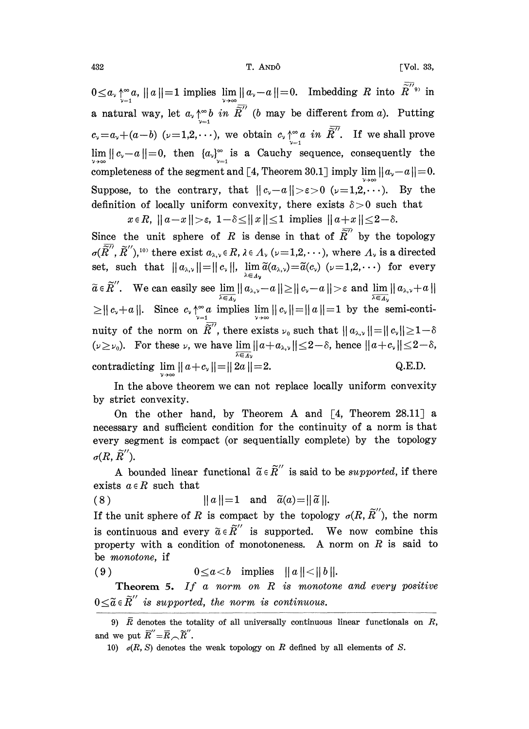$0 \leq a_\nu \uparrow_{\nu=1}^{\infty} a$, $\| a \| = 1$ implies $\lim_{\nu\to\infty} \| a_\nu - a \| = 0$. Imbedding $R$ into $\overline{\widetilde{R}}''$ [9] in a natural way, let $a_\nu \uparrow_{\nu=1}^{\infty} b$ *in* $\overline{\widetilde{R}}''$ ($b$ may be different from $a$). Putting $c_\nu = a_\nu + (a-b)$ $(\nu = 1, 2, \cdots)$, we obtain $c_\nu \uparrow_{\nu=1}^{\infty} a$ *in* $\overline{\widetilde{R}}''$. If we shall prove $\lim_{\nu\to\infty} \| c_\nu - a \| = 0$, then $\{a_\nu\}_{\nu=1}^{\infty}$ is a Cauchy sequence, consequently the completeness of the segment and [4, Theorem 30.1] imply $\lim_{\nu\to\infty} \| a_\nu - a \| = 0$. Suppose, to the contrary, that $\| c_\nu - a \| > \varepsilon > 0$ $(\nu = 1, 2, \cdots)$. By the definition of locally uniform convexity, there exists $\delta > 0$ such that

$$x \in R, \ \| a - x \| > \varepsilon, \ 1 - \delta \leq \| x \| \leq 1 \ \text{implies} \ \| a + x \| \leq 2 - \delta.$$

Since the unit sphere of $R$ is dense in that of $\overline{\widetilde{R}}''$ by the topology $\sigma(\overline{\widetilde{R}}'', \widetilde{R}'')$,[10] there exist $a_{\lambda,\nu} \in R$, $\lambda \in \Lambda_\nu$ $(\nu = 1, 2, \cdots)$, where $\Lambda_\nu$ is a directed set, such that $\| a_{\lambda,\nu} \| = \| c_\nu \|$, $\lim_{\lambda \in \Lambda_\nu} \tilde{a}(a_{\lambda,\nu}) = \tilde{a}(c_\nu)$ $(\nu = 1, 2, \cdots)$ for every $\tilde{a} \in \widetilde{R}''$. We can easily see $\underline{\lim}_{\lambda \in \Lambda_\nu} \| a_{\lambda,\nu} - a \| \geq \| c_\nu - a \| > \varepsilon$ and $\underline{\lim}_{\lambda \in \Lambda_\nu} \| a_{\lambda,\nu} + a \| \geq \| c_\nu + a \|$. Since $c_\nu \uparrow_{\nu=1}^{\infty} a$ implies $\lim_{\nu\to\infty} \| c_\nu \| = \| a \| = 1$ by the semi-continuity of the norm on $\overline{\widetilde{R}}''$, there exists $\nu_0$ such that $\| a_{\lambda,\nu} \| = \| c_\nu \| \geq 1 - \delta$ $(\nu \geq \nu_0)$. For these $\nu$, we have $\underline{\lim}_{\lambda \in \Lambda_\nu} \| a + a_{\lambda,\nu} \| \leq 2 - \delta$, hence $\| a + c_\nu \| \leq 2 - \delta$, contradicting $\lim_{\nu\to\infty} \| a + c_\nu \| = \| 2a \| = 2$. Q.E.D.

In the above theorem we can not replace locally uniform convexity by strict convexity.

On the other hand, by Theorem A and [4, Theorem 28.11] a necessary and sufficient condition for the continuity of a norm is that every segment is compact (or sequentially complete) by the topology $\sigma(R, \widetilde{R}'')$.

A bounded linear functional $\tilde{a} \in \widetilde{R}''$ is said to be *supported*, if there exists $a \in R$ such that

$$(8) \qquad \| a \| = 1 \quad \text{and} \quad \tilde{a}(a) = \| \tilde{a} \|.$$

If the unit sphere of $R$ is compact by the topology $\sigma(R, \widetilde{R}'')$, the norm is continuous and every $\tilde{a} \in \widetilde{R}''$ is supported. We now combine this property with a condition of monotoneness. A norm on $R$ is said to be *monotone*, if

$$(9) \qquad 0 \leq a < b \quad \text{implies} \quad \| a \| < \| b \|.$$

**Theorem 5.** *If a norm on $R$ is monotone and every positive $0 \leq \tilde{a} \in \widetilde{R}''$ is supported, the norm is continuous.*

---

9) $\overline{R}$ denotes the totality of all universally continuous linear functionals on $R$, and we put $\overline{\widetilde{R}}'' = \overline{R} \frown \widetilde{R}''$.

10) $\sigma(R, S)$ denotes the weak topology on $R$ defined by all elements of $S$.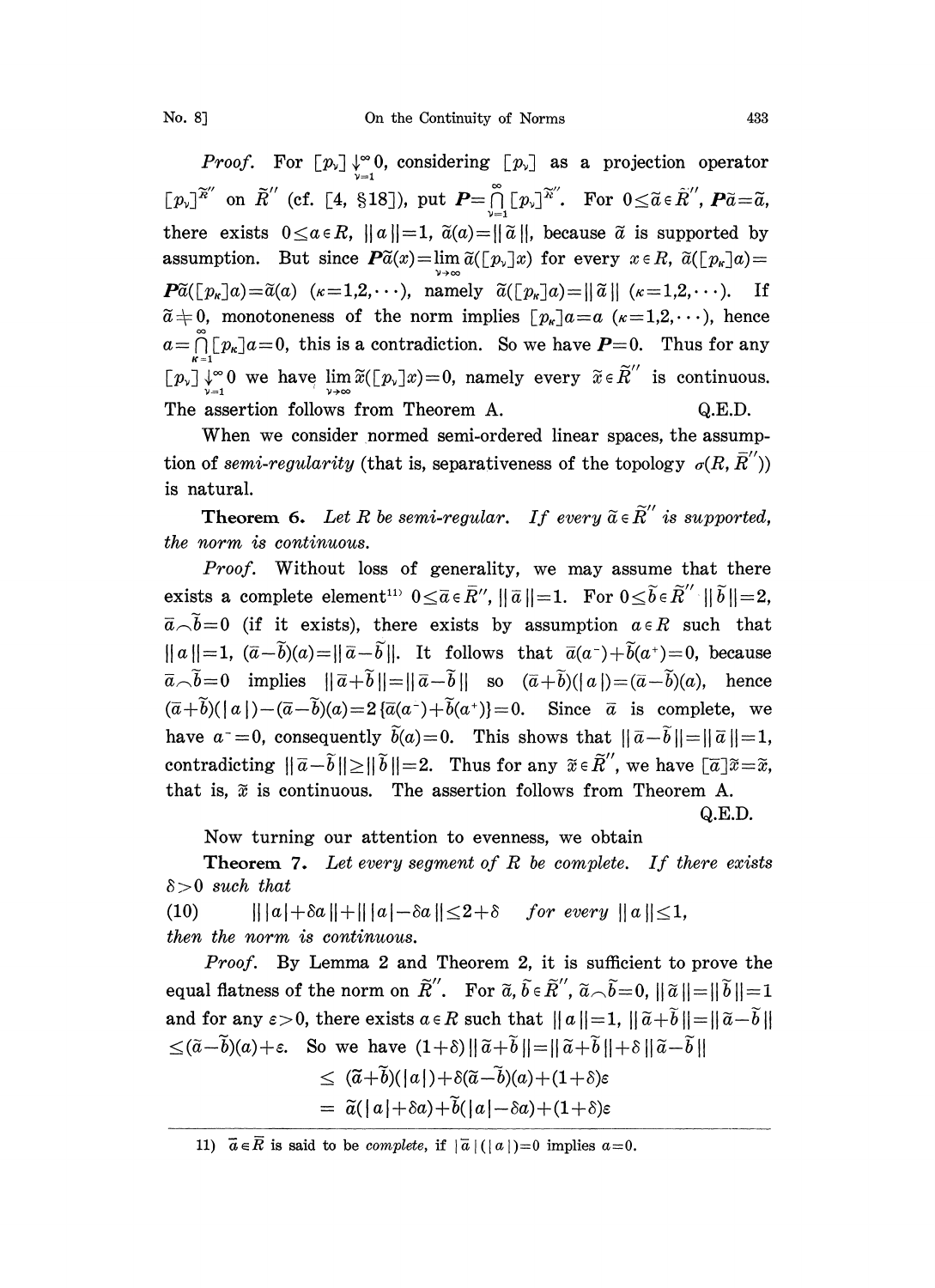*Proof.* For $[p_\nu] \downarrow_{\nu=1}^{\infty} 0$, considering $[p_\nu]$ as a projection operator $[p_\nu]^{\tilde{R}''}$ on $\tilde{R}''$ (cf. [4, §18]), put $\boldsymbol{P} = \bigcap_{\nu=1}^{\infty} [p_\nu]^{\tilde{R}''}$. For $0 \leq \tilde{a} \in \tilde{R}''$, $\boldsymbol{P}\tilde{a} = \tilde{a}$, there exists $0 \leq a \in R$, $\| a \| = 1$, $\tilde{a}(a) = \| \tilde{a} \|$, because $\tilde{a}$ is supported by assumption. But since $\boldsymbol{P}\tilde{a}(x) = \lim_{\nu\to\infty} \tilde{a}([p_\nu]x)$ for every $x \in R$, $\tilde{a}([p_\kappa]a) = \boldsymbol{P}\tilde{a}([p_\kappa]a) = \tilde{a}(a)$ $(\kappa = 1,2,\cdots)$, namely $\tilde{a}([p_\kappa]a) = \| \tilde{a} \|$ $(\kappa = 1,2,\cdots)$. If $\tilde{a} \neq 0$, monotoneness of the norm implies $[p_\kappa]a = a$ $(\kappa = 1,2,\cdots)$, hence $a = \bigcap_{\kappa=1}^{\infty} [p_\kappa]a = 0$, this is a contradiction. So we have $\boldsymbol{P} = 0$. Thus for any $[p_\nu] \downarrow_{\nu=1}^{\infty} 0$ we have $\lim_{\nu\to\infty} \tilde{x}([p_\nu]x) = 0$, namely every $\tilde{x} \in \tilde{R}''$ is continuous. The assertion follows from Theorem A. Q.E.D.

When we consider normed semi-ordered linear spaces, the assumption of *semi-regularity* (that is, separativeness of the topology $\sigma(R, \bar{R}'')$) is natural.

**Theorem 6.** *Let $R$ be semi-regular. If every $\tilde{a} \in \tilde{R}''$ is supported, the norm is continuous.*

*Proof.* Without loss of generality, we may assume that there exists a complete element[11] $0 \leq \bar{a} \in \bar{R}''$, $\| \bar{a} \| = 1$. For $0 \leq \tilde{b} \in \tilde{R}''$ $\| \tilde{b} \| = 2$, $\bar{a} \frown \tilde{b} = 0$ (if it exists), there exists by assumption $a \in R$ such that $\| a \| = 1$, $(\bar{a} - \tilde{b})(a) = \| \bar{a} - \tilde{b} \|$. It follows that $\bar{a}(a^-) + \tilde{b}(a^+) = 0$, because $\bar{a} \frown \tilde{b} = 0$ implies $\| \bar{a} + \tilde{b} \| = \| \bar{a} - \tilde{b} \|$ so $(\bar{a} + \tilde{b})(|a|) = (\bar{a} - \tilde{b})(a)$, hence $(\bar{a} + \tilde{b})(|a|) - (\bar{a} - \tilde{b})(a) = 2\{\bar{a}(a^-) + \tilde{b}(a^+)\} = 0$. Since $\bar{a}$ is complete, we have $a^- = 0$, consequently $\tilde{b}(a) = 0$. This shows that $\| \bar{a} - \tilde{b} \| = \| \bar{a} \| = 1$, contradicting $\| \bar{a} - \tilde{b} \| \geq \| \tilde{b} \| = 2$. Thus for any $\tilde{x} \in \tilde{R}''$, we have $[\bar{a}]\tilde{x} = \tilde{x}$, that is, $\tilde{x}$ is continuous. The assertion follows from Theorem A.

Q.E.D.

Now turning our attention to evenness, we obtain

**Theorem 7.** *Let every segment of $R$ be complete. If there exists $\delta > 0$ such that*

$$\| |a| + \delta a \| + \| |a| - \delta a \| \leq 2 + \delta \quad \text{for every } \| a \| \leq 1, \tag{10}$$

*then the norm is continuous.*

*Proof.* By Lemma 2 and Theorem 2, it is sufficient to prove the equal flatness of the norm on $\tilde{R}''$. For $\tilde{a}, \tilde{b} \in \tilde{R}''$, $\tilde{a} \frown \tilde{b} = 0$, $\| \tilde{a} \| = \| \tilde{b} \| = 1$ and for any $\varepsilon > 0$, there exists $a \in R$ such that $\| a \| = 1$, $\| \tilde{a} + \tilde{b} \| = \| \tilde{a} - \tilde{b} \| \leq (\tilde{a} - \tilde{b})(a) + \varepsilon$. So we have $(1+\delta)\| \tilde{a} + \tilde{b} \| = \| \tilde{a} + \tilde{b} \| + \delta \| \tilde{a} - \tilde{b} \|$

$$\begin{aligned} &\leq (\tilde{a} + \tilde{b})(|a|) + \delta(\tilde{a} - \tilde{b})(a) + (1+\delta)\varepsilon \\ &= \tilde{a}(|a| + \delta a) + \tilde{b}(|a| - \delta a) + (1+\delta)\varepsilon \end{aligned}$$

---

11) $\bar{a} \in \bar{R}$ is said to be *complete*, if $|\bar{a}|(|a|) = 0$ implies $a = 0$.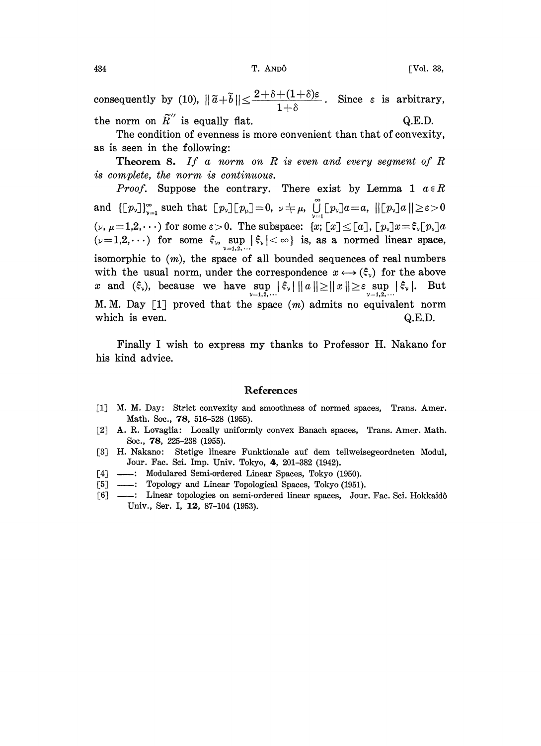consequently by (10), $\|\tilde{a}+\tilde{b}\| \leq \frac{2+\delta+(1+\delta)\varepsilon}{1+\delta}$. Since $\varepsilon$ is arbitrary, the norm on $\tilde{R}''$ is equally flat. Q.E.D.

The condition of evenness is more convenient than that of convexity, as is seen in the following:

**Theorem 8.** *If a norm on $R$ is even and every segment of $R$ is complete, the norm is continuous.*

*Proof.* Suppose the contrary. There exist by Lemma 1 $a \in R$ and $\{[p_\nu]\}_{\nu=1}^\infty$ such that $[p_\nu][p_\mu]=0$, $\nu \neq \mu$, $\bigcup_{\nu=1}^\infty [p_\nu]a = a$, $\|[p_\nu]a\| \geq \varepsilon > 0$ ($\nu, \mu = 1,2,\cdots$) for some $\varepsilon > 0$. The subspace: $\{x; [x] \leq [a], [p_\nu]x = \xi_\nu [p_\nu]a$ ($\nu = 1,2,\cdots$) for some $\xi_\nu$, $\sup_{\nu=1,2,\cdots} |\xi_\nu| < \infty\}$ is, as a normed linear space, isomorphic to $(m)$, the space of all bounded sequences of real numbers with the usual norm, under the correspondence $x \longleftrightarrow (\xi_\nu)$ for the above $x$ and $(\xi_\nu)$, because we have $\sup_{\nu=1,2,\cdots} |\xi_\nu| \|a\| \geq \|x\| \geq \varepsilon \sup_{\nu=1,2,\cdots} |\xi_\nu|$. But M. M. Day [1] proved that the space $(m)$ admits no equivalent norm which is even. Q.E.D.

Finally I wish to express my thanks to Professor H. Nakano for his kind advice.

## References

[1] M. M. Day: Strict convexity and smoothness of normed spaces, Trans. Amer. Math. Soc., **78**, 516-528 (1955).

[2] A. R. Lovaglia: Locally uniformly convex Banach spaces, Trans. Amer. Math. Soc., **78**, 225-238 (1955).

[3] H. Nakano: Stetige lineare Funktionale auf dem teilweisegeordneten Modul, Jour. Fac. Sci. Imp. Univ. Tokyo, **4**, 201-382 (1942).

[4] ——: Modulared Semi-ordered Linear Spaces, Tokyo (1950).

[5] ——: Topology and Linear Topological Spaces, Tokyo (1951).

[6] ——: Linear topologies on semi-ordered linear spaces, Jour. Fac. Sci. Hokkaidô Univ., Ser. I, **12**, 87-104 (1953).